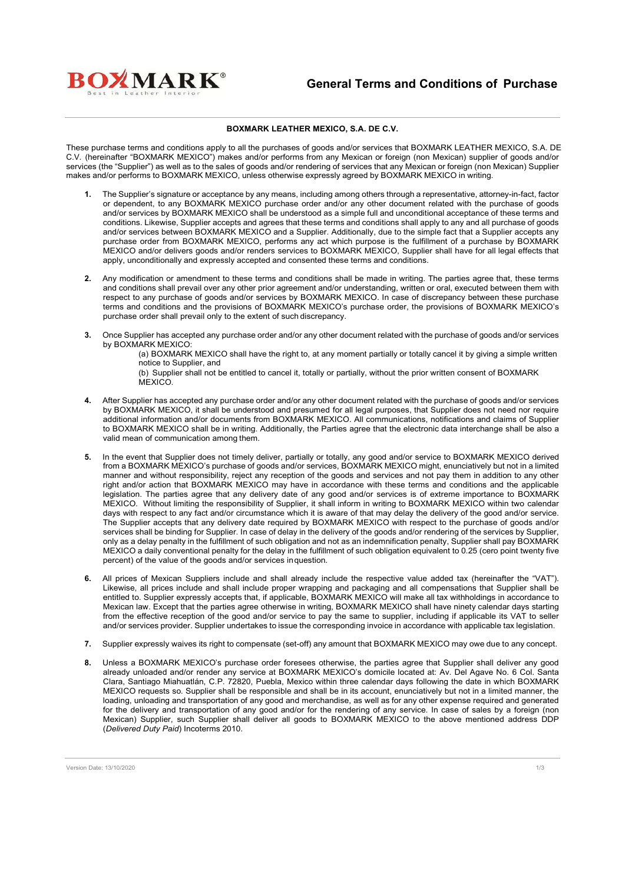# General Terms and Conditions of Purchase

**BOXMARK LEATHER MEXICO, S.A. DE C.V.**

These purchase terms and conditions apply to all the purchases of goods and/or services that BOXMARK LEATHER MEXICO, S.A. DE C.V. (hereinafter "BOXMARK MEXICO") makes and/or performs from any Mexican or foreign (non Mexican) supplier of goods and/or services (the "Supplier") as well as to the sales of goods and/or rendering of services that any Mexican or foreign (non Mexican) Supplier makes and/or performs to BOXMARK MEXICO, unless otherwise expressly agreed by BOXMARK MEXICO in writing.

**1.** The Supplier's signature or acceptance by any means, including among others through a representative, attorney-in-fact, factor or dependent, to any BOXMARK MEXICO purchase order and/or any other document related with the purchase of goods and/or services by BOXMARK MEXICO shall be understood as a simple full and unconditional acceptance of these terms and conditions. Likewise, Supplier accepts and agrees that these terms and conditions shall apply to any and all purchase of goods and/or services between BOXMARK MEXICO and a Supplier. Additionally, due to the simple fact that a Supplier accepts any purchase order from BOXMARK MEXICO, performs any act which purpose is the fulfillment of a purchase by BOXMARK MEXICO and/or delivers goods and/or renders services to BOXMARK MEXICO, Supplier shall have for all legal effects that apply, unconditionally and expressly accepted and consented these terms and conditions.

**2.** Any modification or amendment to these terms and conditions shall be made in writing. The parties agree that, these terms and conditions shall prevail over any other prior agreement and/or understanding, written or oral, executed between them with respect to any purchase of goods and/or services by BOXMARK MEXICO. In case of discrepancy between these purchase terms and conditions and the provisions of BOXMARK MEXICO's purchase order, the provisions of BOXMARK MEXICO's purchase order shall prevail only to the extent of such discrepancy.

**3.** Once Supplier has accepted any purchase order and/or any other document related with the purchase of goods and/or services by BOXMARK MEXICO:

(a) BOXMARK MEXICO shall have the right to, at any moment partially or totally cancel it by giving a simple written notice to Supplier, and

(b) Supplier shall not be entitled to cancel it, totally or partially, without the prior written consent of BOXMARK MEXICO.

**4.** After Supplier has accepted any purchase order and/or any other document related with the purchase of goods and/or services by BOXMARK MEXICO, it shall be understood and presumed for all legal purposes, that Supplier does not need nor require additional information and/or documents from BOXMARK MEXICO. All communications, notifications and claims of Supplier to BOXMARK MEXICO shall be in writing. Additionally, the Parties agree that the electronic data interchange shall be also a valid mean of communication among them.

**5.** In the event that Supplier does not timely deliver, partially or totally, any good and/or service to BOXMARK MEXICO derived from a BOXMARK MEXICO's purchase of goods and/or services, BOXMARK MEXICO might, enunciatively but not in a limited manner and without responsibility, reject any reception of the goods and services and not pay them in addition to any other right and/or action that BOXMARK MEXICO may have in accordance with these terms and conditions and the applicable legislation. The parties agree that any delivery date of any good and/or services is of extreme importance to BOXMARK MEXICO. Without limiting the responsibility of Supplier, it shall inform in writing to BOXMARK MEXICO within two calendar days with respect to any fact and/or circumstance which it is aware of that may delay the delivery of the good and/or service. The Supplier accepts that any delivery date required by BOXMARK MEXICO with respect to the purchase of goods and/or services shall be binding for Supplier. In case of delay in the delivery of the goods and/or rendering of the services by Supplier, only as a delay penalty in the fulfillment of such obligation and not as an indemnification penalty, Supplier shall pay BOXMARK MEXICO a daily conventional penalty for the delay in the fulfillment of such obligation equivalent to 0.25 (cero point twenty five percent) of the value of the goods and/or services in question.

**6.** All prices of Mexican Suppliers include and shall already include the respective value added tax (hereinafter the "VAT"). Likewise, all prices include and shall include proper wrapping and packaging and all compensations that Supplier shall be entitled to. Supplier expressly accepts that, if applicable, BOXMARK MEXICO will make all tax withholdings in accordance to Mexican law. Except that the parties agree otherwise in writing, BOXMARK MEXICO shall have ninety calendar days starting from the effective reception of the good and/or service to pay the same to supplier, including if applicable its VAT to seller and/or services provider. Supplier undertakes to issue the corresponding invoice in accordance with applicable tax legislation.

**7.** Supplier expressly waives its right to compensate (set-off) any amount that BOXMARK MEXICO may owe due to any concept.

**8.** Unless a BOXMARK MEXICO's purchase order foresees otherwise, the parties agree that Supplier shall deliver any good already unloaded and/or render any service at BOXMARK MEXICO's domicile located at: Av. Del Agave No. 6 Col. Santa Clara, Santiago Miahuatlán, C.P. 72820, Puebla, Mexico within three calendar days following the date in which BOXMARK MEXICO requests so. Supplier shall be responsible and shall be in its account, enunciatively but not in a limited manner, the loading, unloading and transportation of any good and merchandise, as well as for any other expense required and generated for the delivery and transportation of any good and/or for the rendering of any service. In case of sales by a foreign (non Mexican) Supplier, such Supplier shall deliver all goods to BOXMARK MEXICO to the above mentioned address DDP (*Delivered Duty Paid*) Incoterms 2010.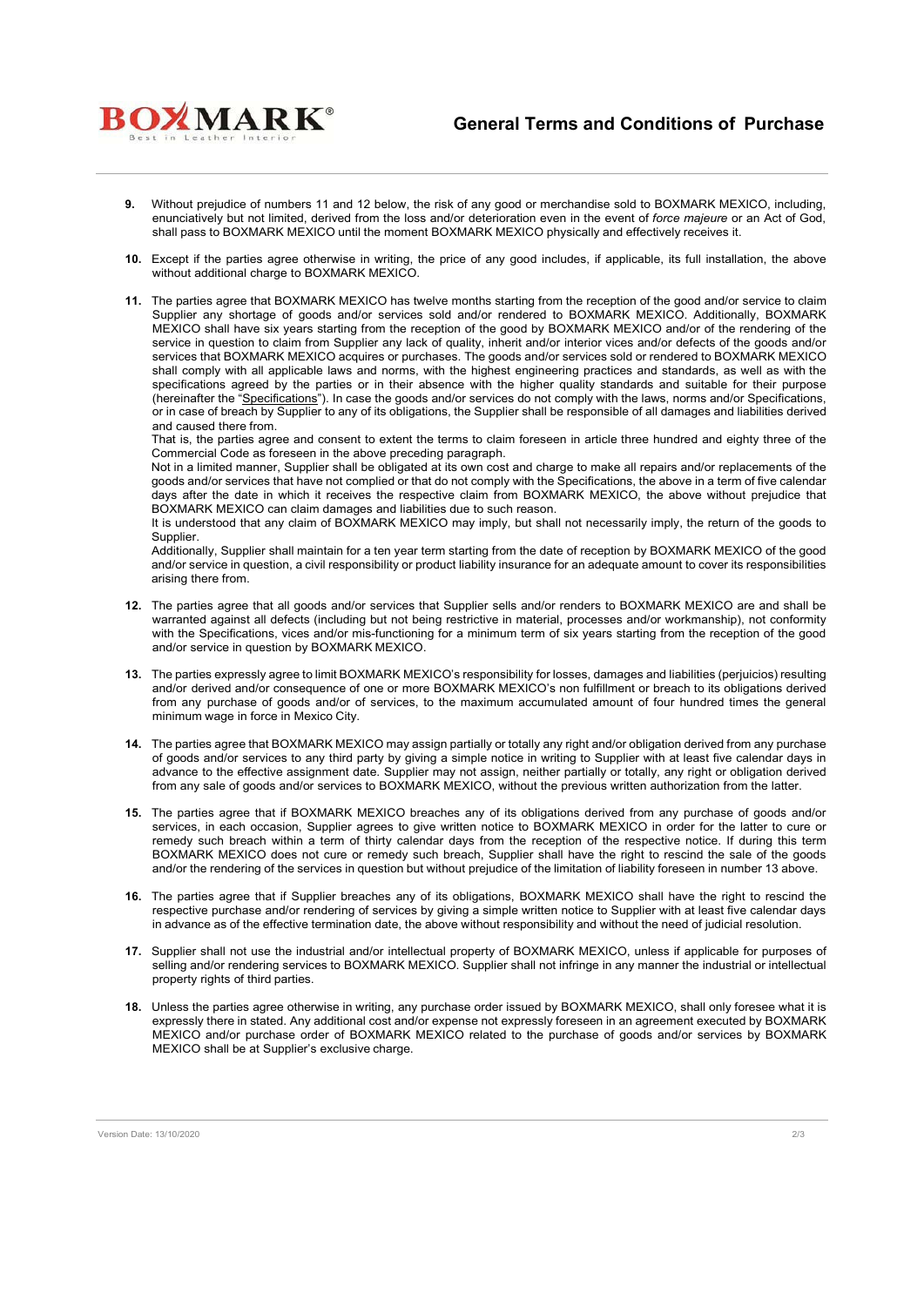9. Without prejudice of numbers 11 and 12 below, the risk of any good or merchandise sold to BOXMARK MEXICO, including, enunciatively but not limited, derived from the loss and/or deterioration even in the event of *force majeure* or an Act of God, shall pass to BOXMARK MEXICO until the moment BOXMARK MEXICO physically and effectively receives it.

10. Except if the parties agree otherwise in writing, the price of any good includes, if applicable, its full installation, the above without additional charge to BOXMARK MEXICO.

11. The parties agree that BOXMARK MEXICO has twelve months starting from the reception of the good and/or service to claim Supplier any shortage of goods and/or services sold and/or rendered to BOXMARK MEXICO. Additionally, BOXMARK MEXICO shall have six years starting from the reception of the good by BOXMARK MEXICO and/or of the rendering of the service in question to claim from Supplier any lack of quality, inherit and/or interior vices and/or defects of the goods and/or services that BOXMARK MEXICO acquires or purchases. The goods and/or services sold or rendered to BOXMARK MEXICO shall comply with all applicable laws and norms, with the highest engineering practices and standards, as well as with the specifications agreed by the parties or in their absence with the higher quality standards and suitable for their purpose (hereinafter the "Specifications"). In case the goods and/or services do not comply with the laws, norms and/or Specifications, or in case of breach by Supplier to any of its obligations, the Supplier shall be responsible of all damages and liabilities derived and caused there from.
    That is, the parties agree and consent to extent the terms to claim foreseen in article three hundred and eighty three of the Commercial Code as foreseen in the above preceding paragraph.
    Not in a limited manner, Supplier shall be obligated at its own cost and charge to make all repairs and/or replacements of the goods and/or services that have not complied or that do not comply with the Specifications, the above in a term of five calendar days after the date in which it receives the respective claim from BOXMARK MEXICO, the above without prejudice that BOXMARK MEXICO can claim damages and liabilities due to such reason.
    It is understood that any claim of BOXMARK MEXICO may imply, but shall not necessarily imply, the return of the goods to Supplier.
    Additionally, Supplier shall maintain for a ten year term starting from the date of reception by BOXMARK MEXICO of the good and/or service in question, a civil responsibility or product liability insurance for an adequate amount to cover its responsibilities arising there from.

12. The parties agree that all goods and/or services that Supplier sells and/or renders to BOXMARK MEXICO are and shall be warranted against all defects (including but not being restrictive in material, processes and/or workmanship), not conformity with the Specifications, vices and/or mis-functioning for a minimum term of six years starting from the reception of the good and/or service in question by BOXMARK MEXICO.

13. The parties expressly agree to limit BOXMARK MEXICO's responsibility for losses, damages and liabilities (perjuicios) resulting and/or derived and/or consequence of one or more BOXMARK MEXICO's non fulfillment or breach to its obligations derived from any purchase of goods and/or of services, to the maximum accumulated amount of four hundred times the general minimum wage in force in Mexico City.

14. The parties agree that BOXMARK MEXICO may assign partially or totally any right and/or obligation derived from any purchase of goods and/or services to any third party by giving a simple notice in writing to Supplier with at least five calendar days in advance to the effective assignment date. Supplier may not assign, neither partially or totally, any right or obligation derived from any sale of goods and/or services to BOXMARK MEXICO, without the previous written authorization from the latter.

15. The parties agree that if BOXMARK MEXICO breaches any of its obligations derived from any purchase of goods and/or services, in each occasion, Supplier agrees to give written notice to BOXMARK MEXICO in order for the latter to cure or remedy such breach within a term of thirty calendar days from the reception of the respective notice. If during this term BOXMARK MEXICO does not cure or remedy such breach, Supplier shall have the right to rescind the sale of the goods and/or the rendering of the services in question but without prejudice of the limitation of liability foreseen in number 13 above.

16. The parties agree that if Supplier breaches any of its obligations, BOXMARK MEXICO shall have the right to rescind the respective purchase and/or rendering of services by giving a simple written notice to Supplier with at least five calendar days in advance as of the effective termination date, the above without responsibility and without the need of judicial resolution.

17. Supplier shall not use the industrial and/or intellectual property of BOXMARK MEXICO, unless if applicable for purposes of selling and/or rendering services to BOXMARK MEXICO. Supplier shall not infringe in any manner the industrial or intellectual property rights of third parties.

18. Unless the parties agree otherwise in writing, any purchase order issued by BOXMARK MEXICO, shall only foresee what it is expressly there in stated. Any additional cost and/or expense not expressly foreseen in an agreement executed by BOXMARK MEXICO and/or purchase order of BOXMARK MEXICO related to the purchase of goods and/or services by BOXMARK MEXICO shall be at Supplier's exclusive charge.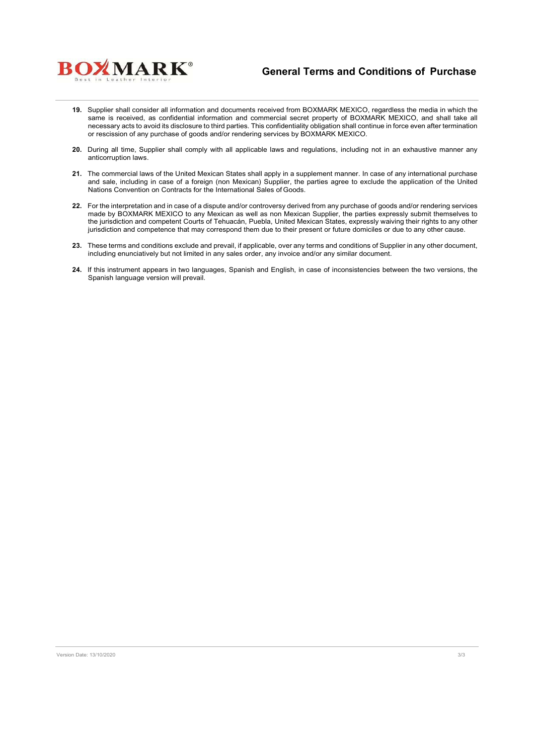**19.** Supplier shall consider all information and documents received from BOXMARK MEXICO, regardless the media in which the same is received, as confidential information and commercial secret property of BOXMARK MEXICO, and shall take all necessary acts to avoid its disclosure to third parties. This confidentiality obligation shall continue in force even after termination or rescission of any purchase of goods and/or rendering services by BOXMARK MEXICO.

**20.** During all time, Supplier shall comply with all applicable laws and regulations, including not in an exhaustive manner any anticorruption laws.

**21.** The commercial laws of the United Mexican States shall apply in a supplement manner. In case of any international purchase and sale, including in case of a foreign (non Mexican) Supplier, the parties agree to exclude the application of the United Nations Convention on Contracts for the International Sales of Goods.

**22.** For the interpretation and in case of a dispute and/or controversy derived from any purchase of goods and/or rendering services made by BOXMARK MEXICO to any Mexican as well as non Mexican Supplier, the parties expressly submit themselves to the jurisdiction and competent Courts of Tehuacán, Puebla, United Mexican States, expressly waiving their rights to any other jurisdiction and competence that may correspond them due to their present or future domiciles or due to any other cause.

**23.** These terms and conditions exclude and prevail, if applicable, over any terms and conditions of Supplier in any other document, including enunciatively but not limited in any sales order, any invoice and/or any similar document.

**24.** If this instrument appears in two languages, Spanish and English, in case of inconsistencies between the two versions, the Spanish language version will prevail.

Version Date: 13/10/2020